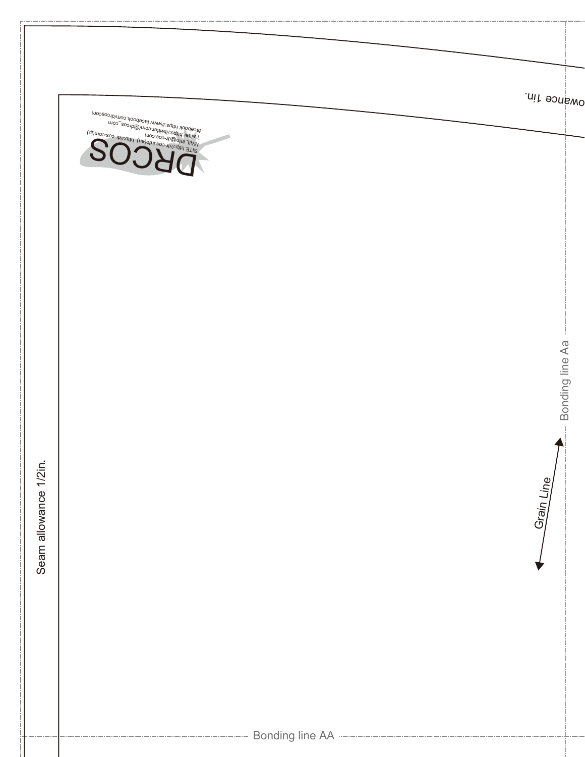owance 1in.

DRCOS

SITE http://dr-cos.info(en) http://dr-cos.com(jp)
MAIL info@dr-cos.com
Twitter https://twitter.com/@drcos_com
facebook https://www.facebook.com/drcoscom

Seam allowance 1/2in.

Grain Line

Bonding line Aa

Bonding line AA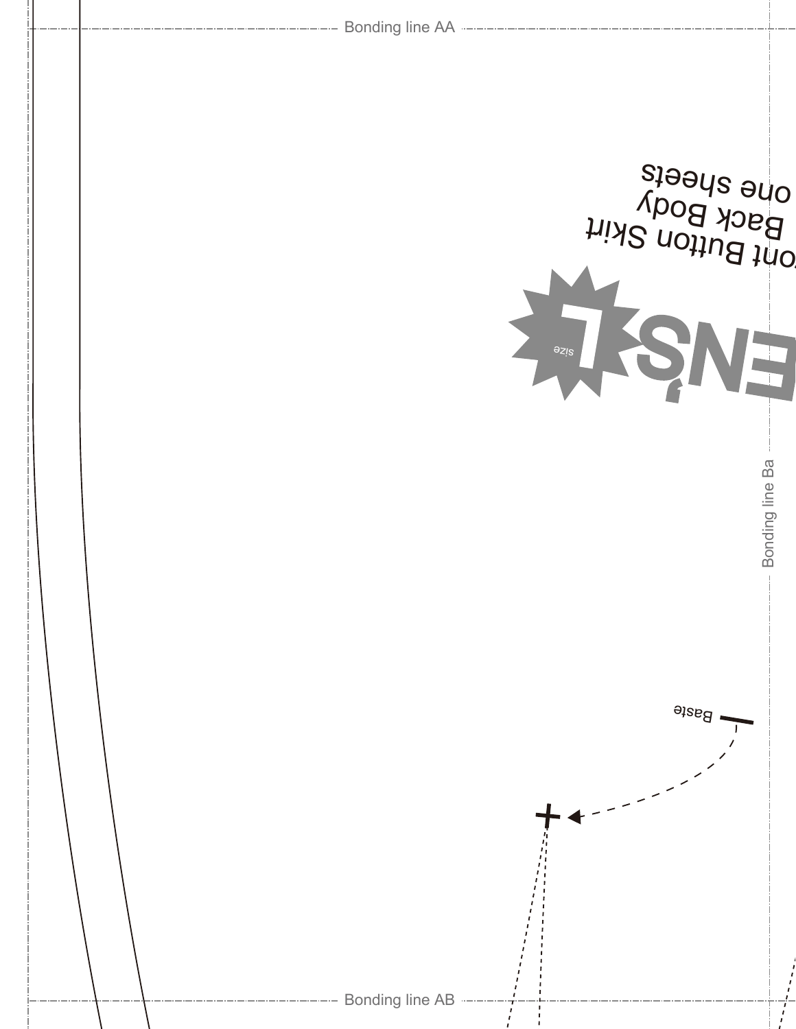Bonding line AA

ont Button Skirt
Back Body
one sheets

size L

Bonding line Ba

Baste

Bonding line AB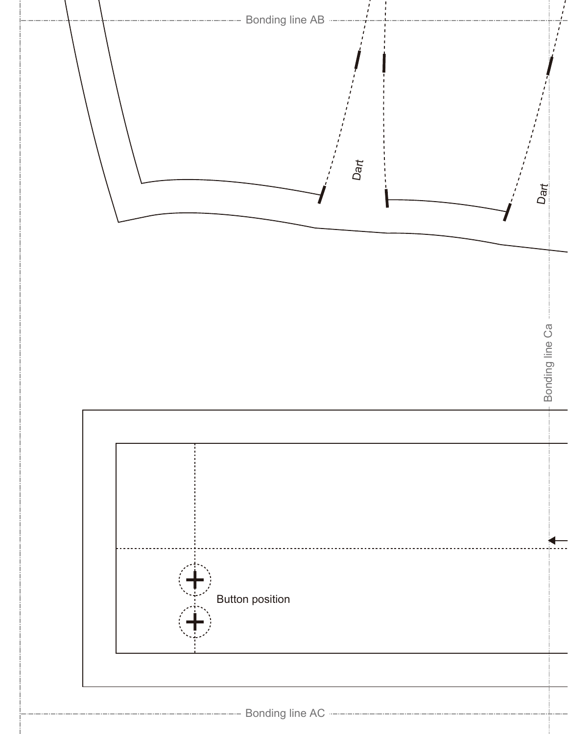Bonding line AB

Dart

Dart

Bonding line Ca

Button position

Bonding line AC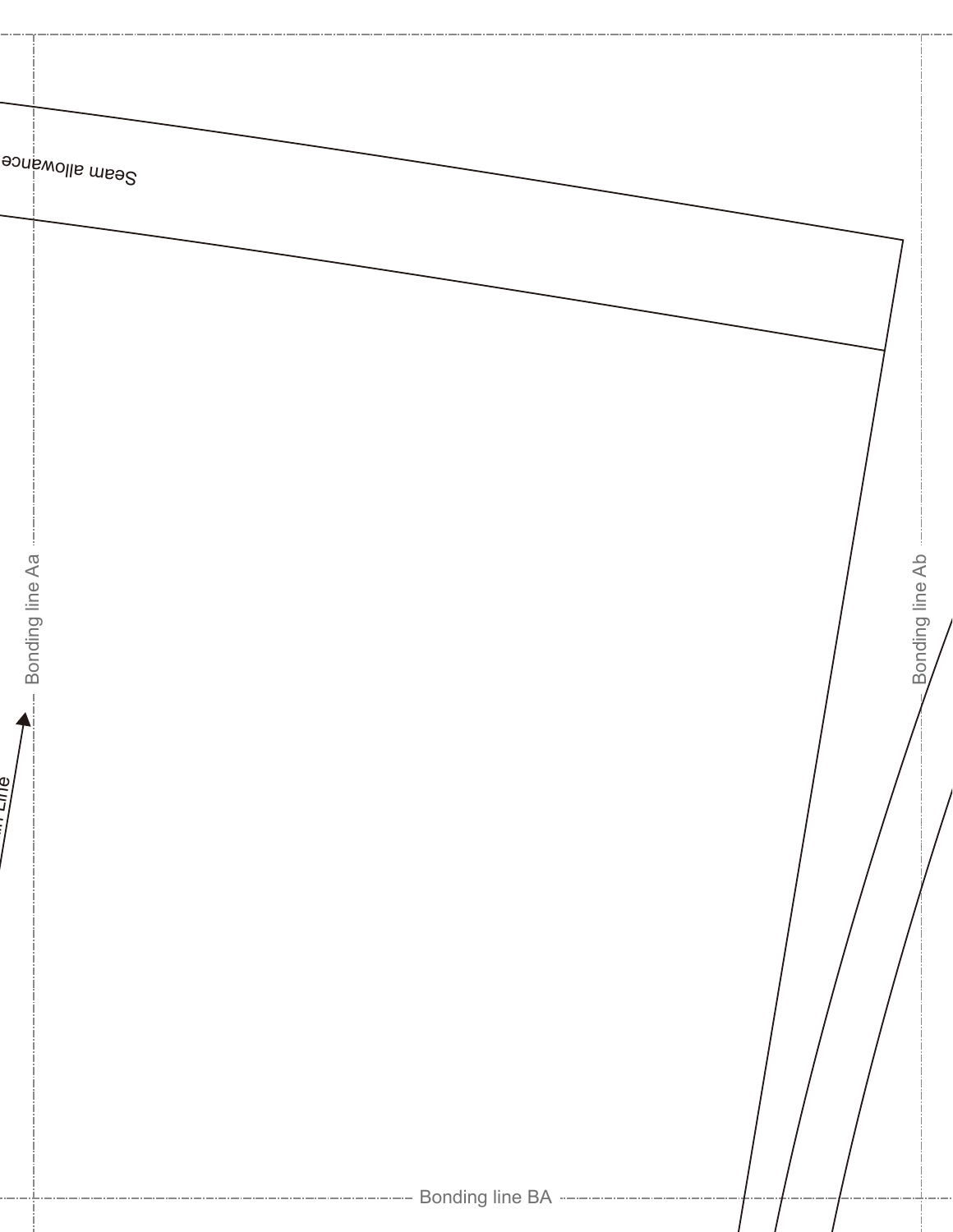Seam allowance

Bonding line Aa

Bonding line Ab

Bonding line BA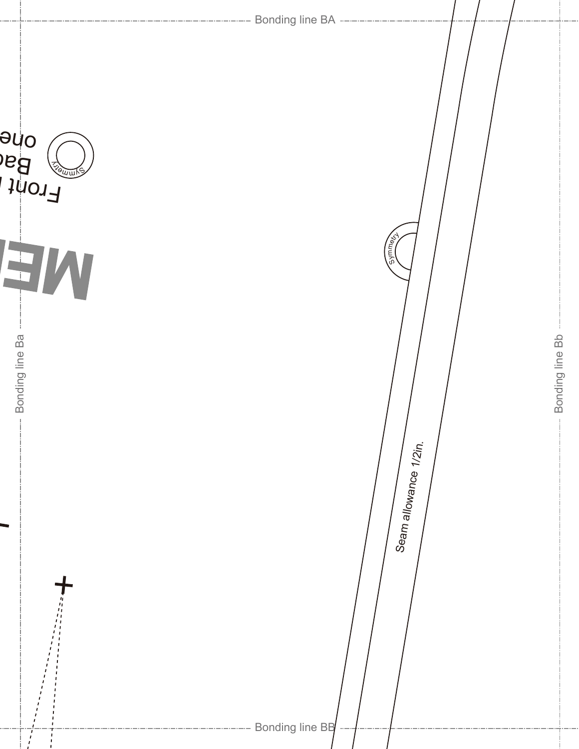Bonding line BA

Front
Bac
one

Symmetry

ME

Symmetry

Bonding line Ba

Bonding line Bb

Seam allowance 1/2in.

Bonding line BB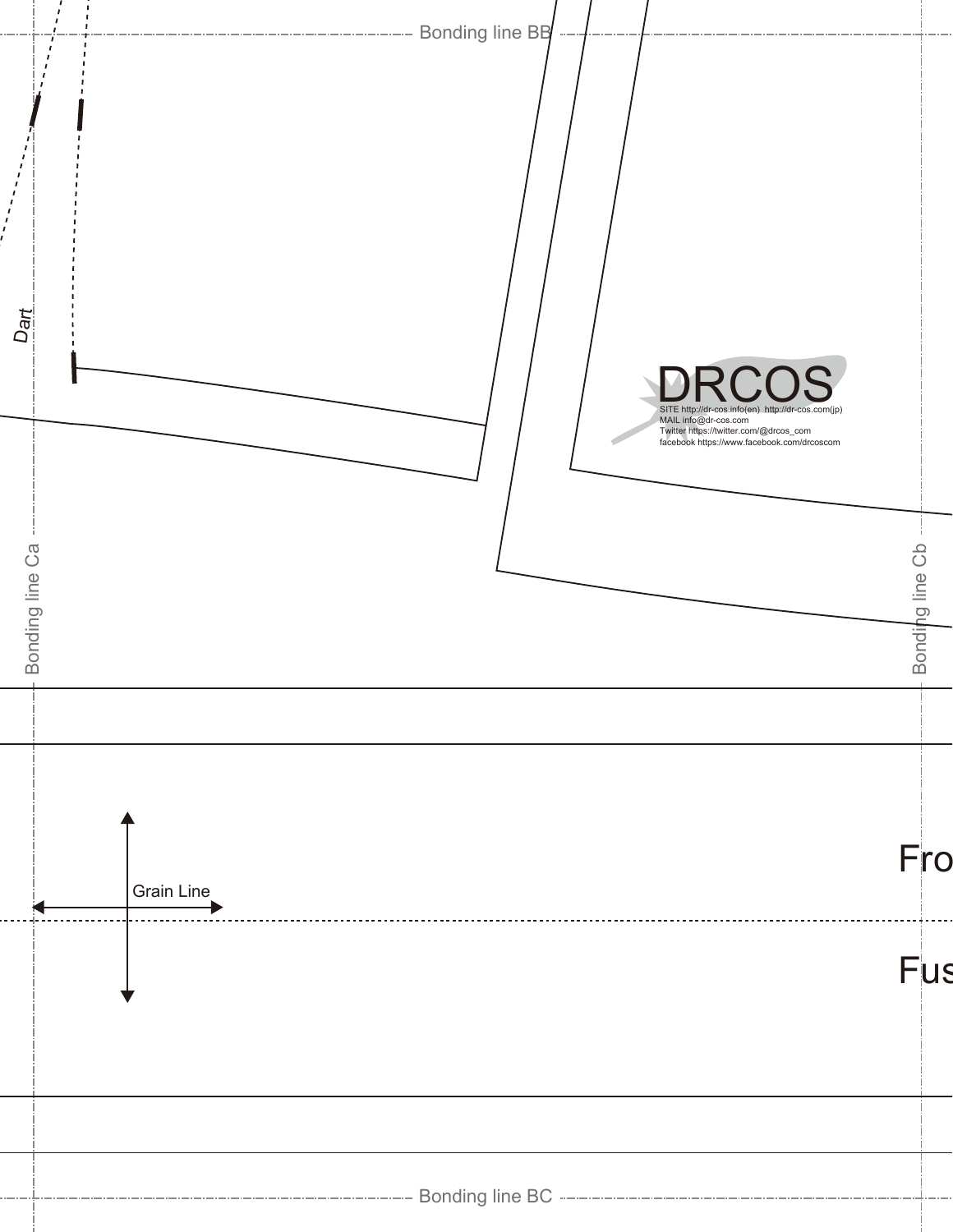Bonding line BB

Dart

DRCOS

SITE http://dr-cos.info(en) http://dr-cos.com(jp)
MAIL info@dr-cos.com
Twitter https://twitter.com/@drcos_com
facebook https://www.facebook.com/drcoscom

Bonding line Ca

Bonding line Cb

Grain Line

Fro

Fus

Bonding line BC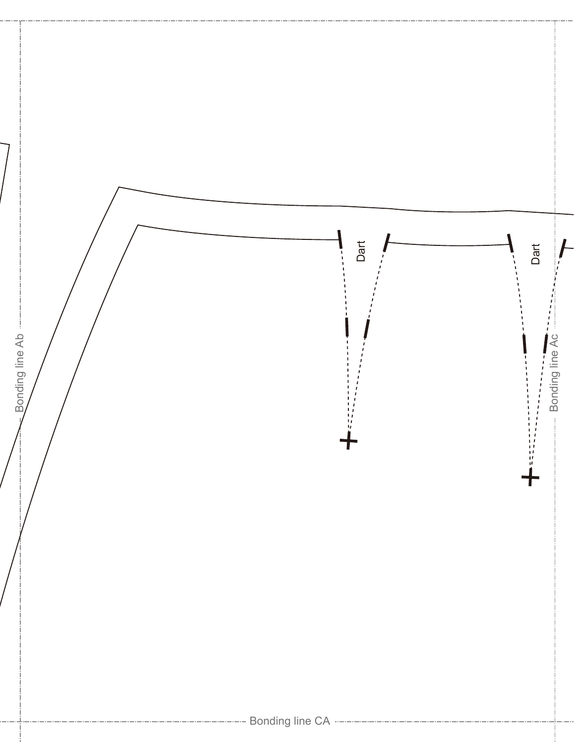Dart

Dart

Bonding line Ab

Bonding line Ac

Bonding line CA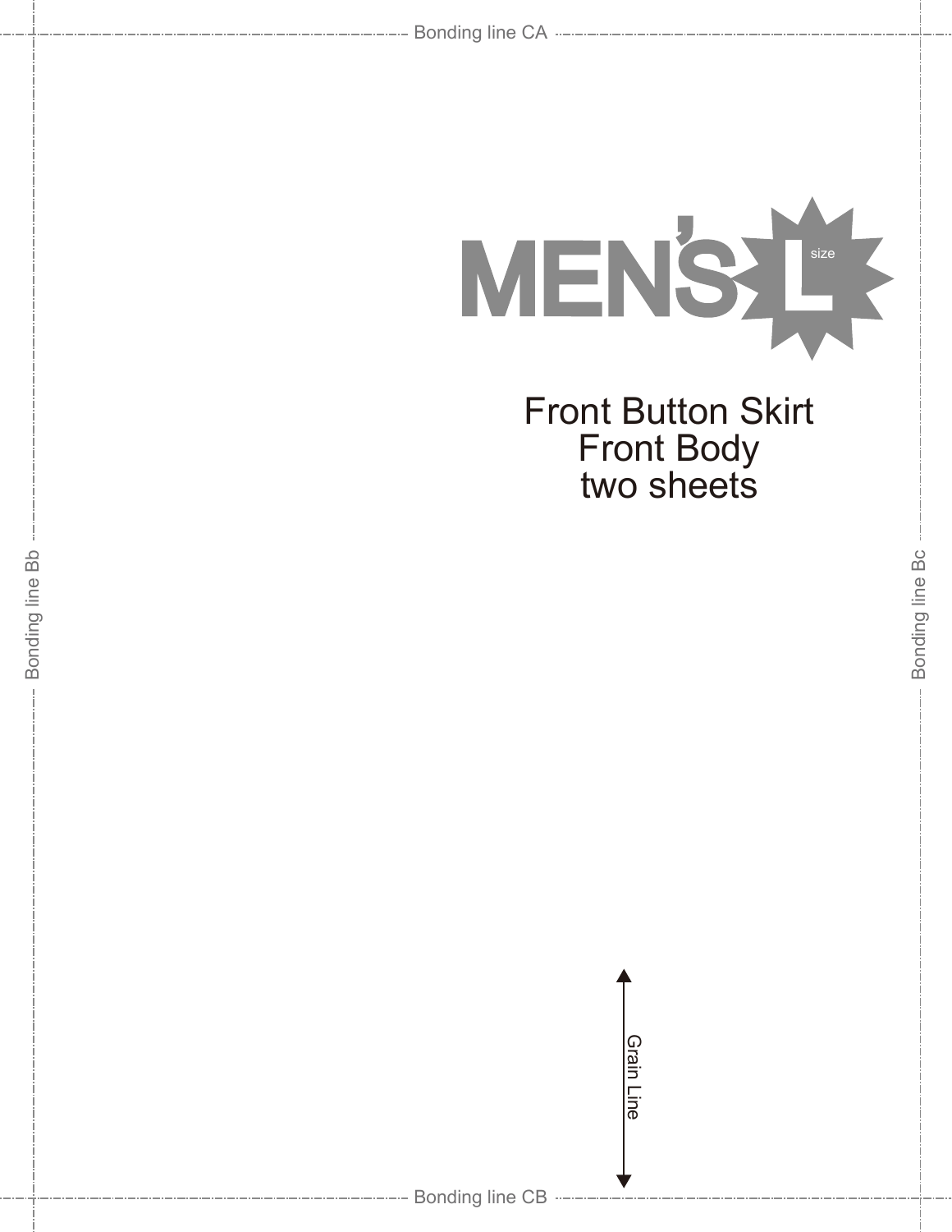Bonding line CA

Bonding line Bb

Bonding line Bc

MEN'S L size

Front Button Skirt
Front Body
two sheets

Grain Line

Bonding line CB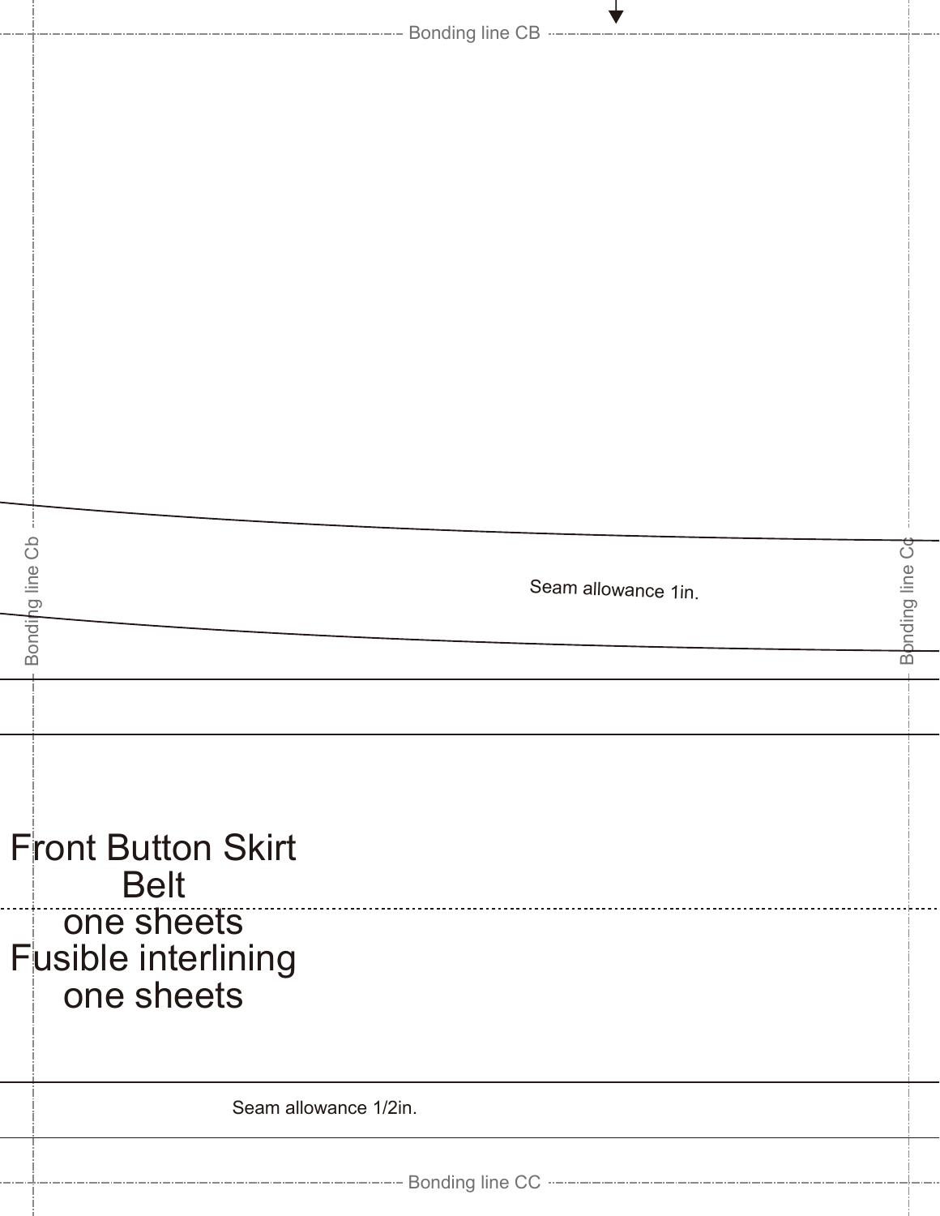Bonding line CB

Bonding line Cb

Seam allowance 1in.

Bonding line Cc

Front Button Skirt
Belt
one sheets
Fusible interlining
one sheets

Seam allowance 1/2in.

Bonding line CC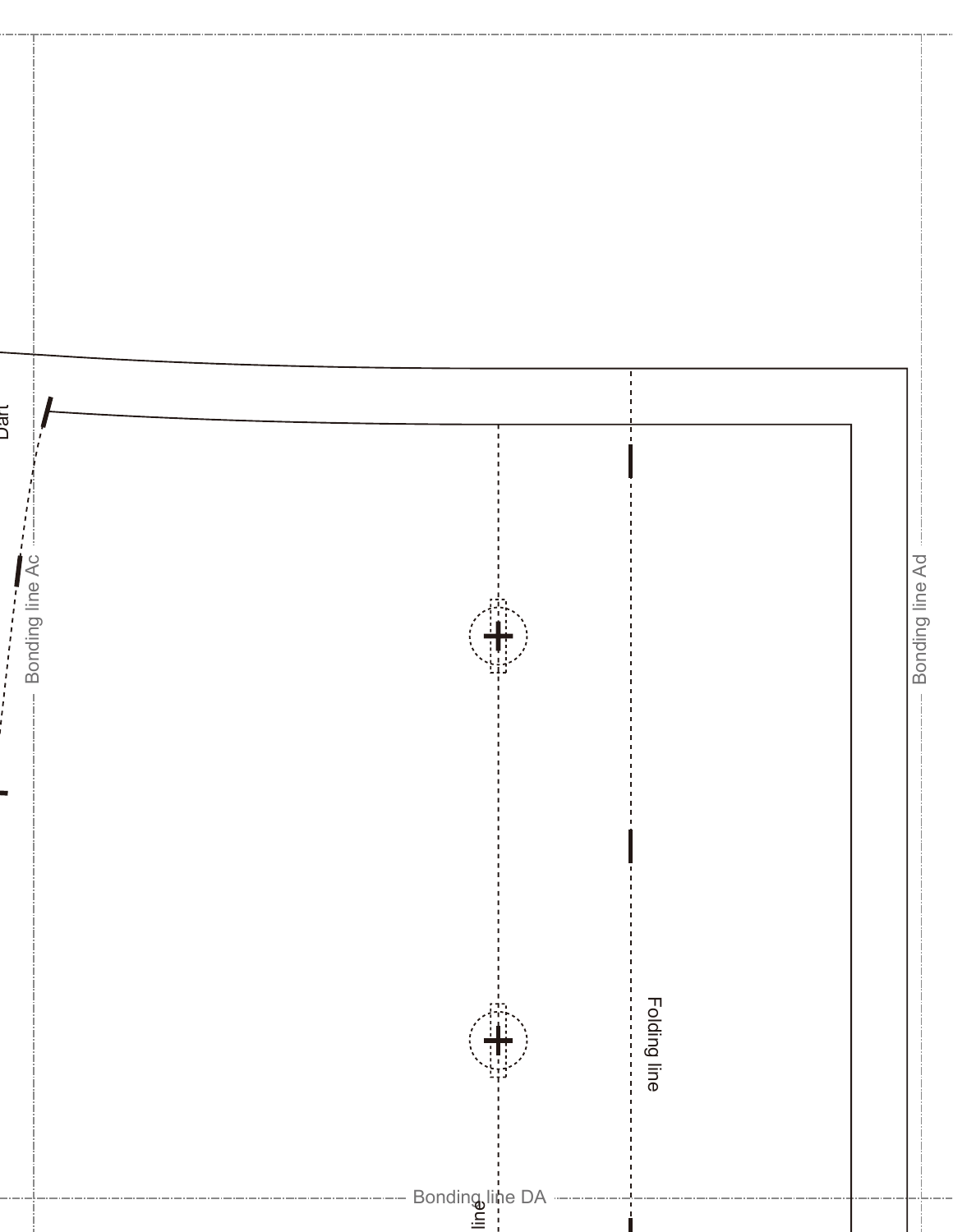Dart

Bonding line Ac

Bonding line Ad

Folding line

Bonding line DA

line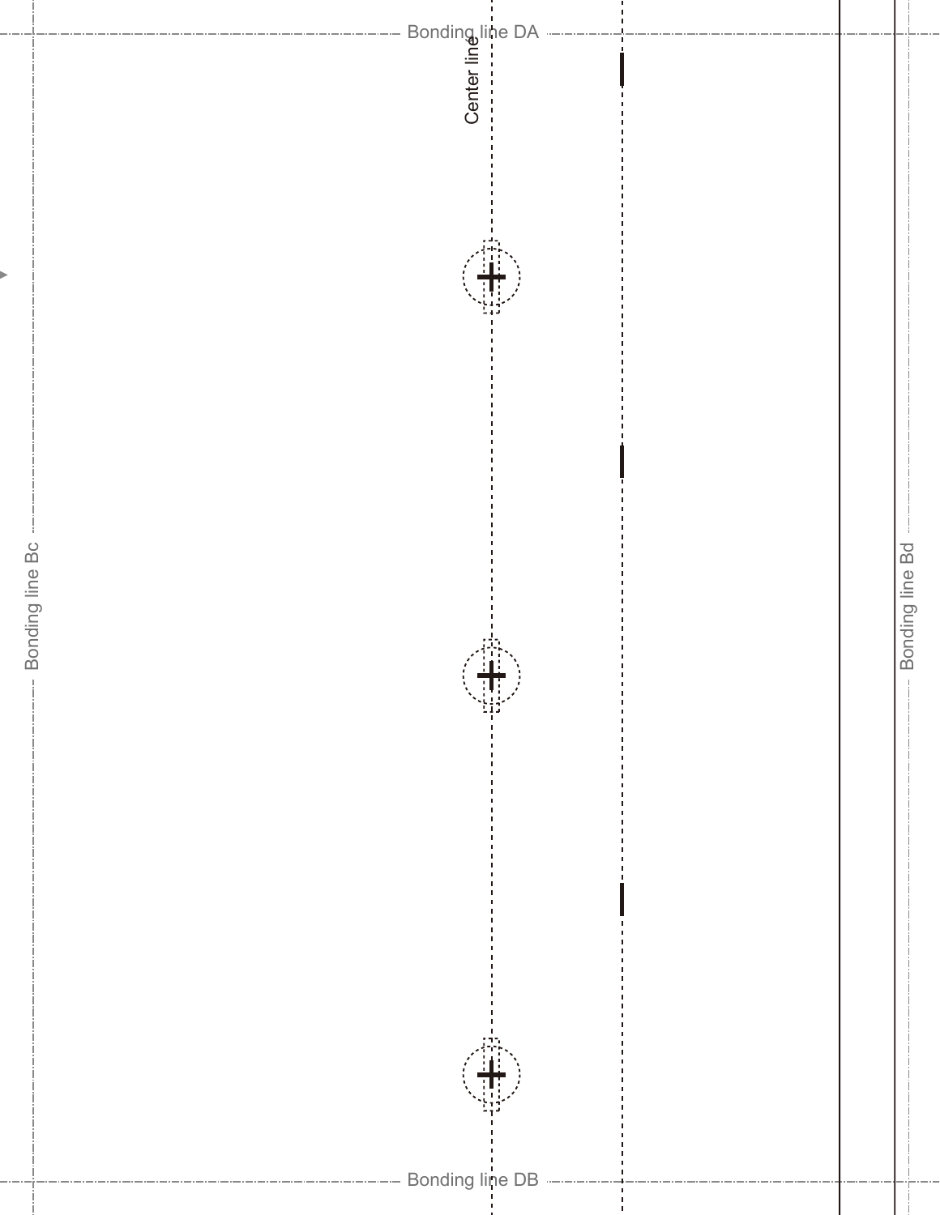Bonding line DA

Center line

Bonding line Bc

Bonding line Bd

Bonding line DB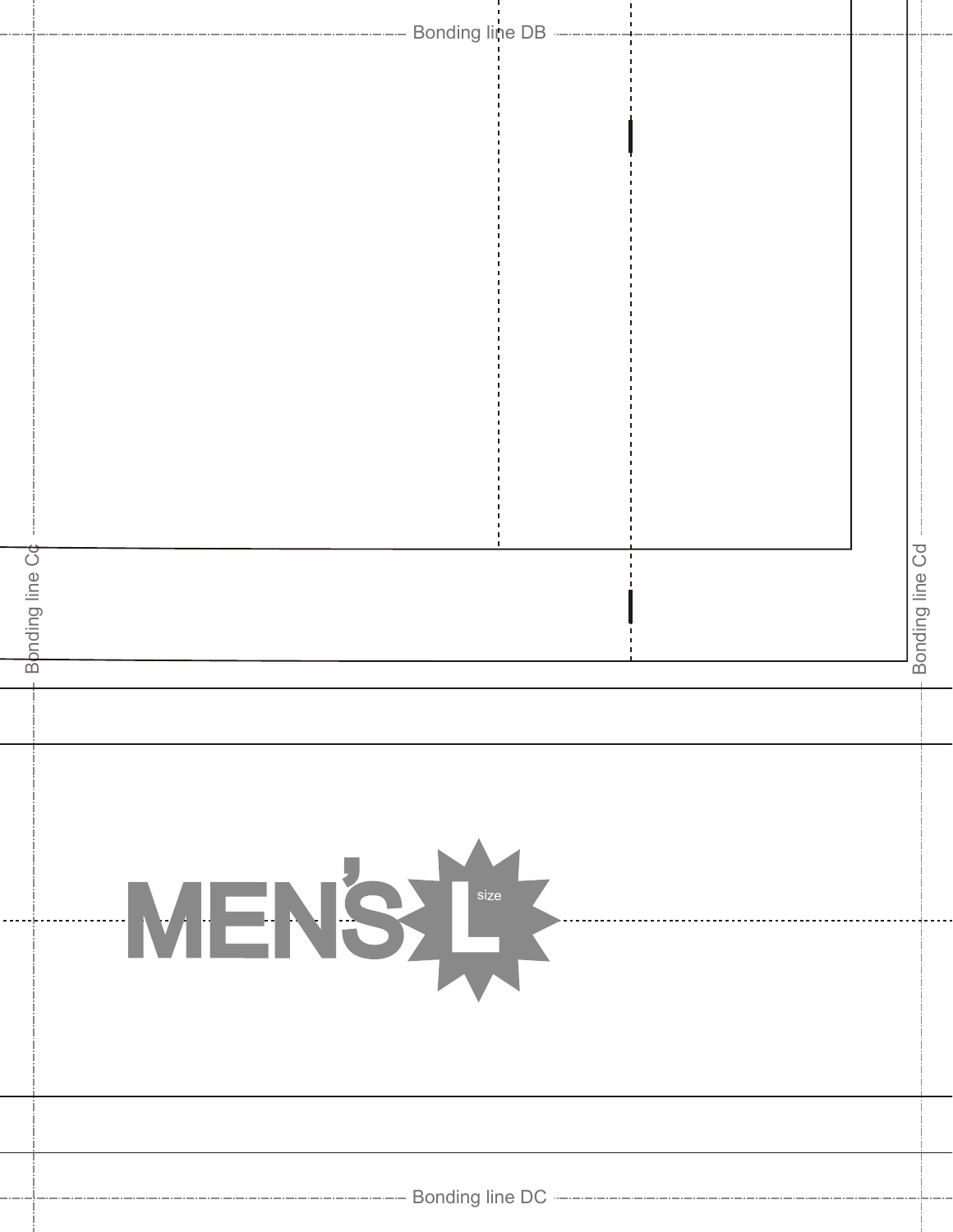Bonding line DB

Bonding line Cc

Bonding line Cd

MEN'S L size

Bonding line DC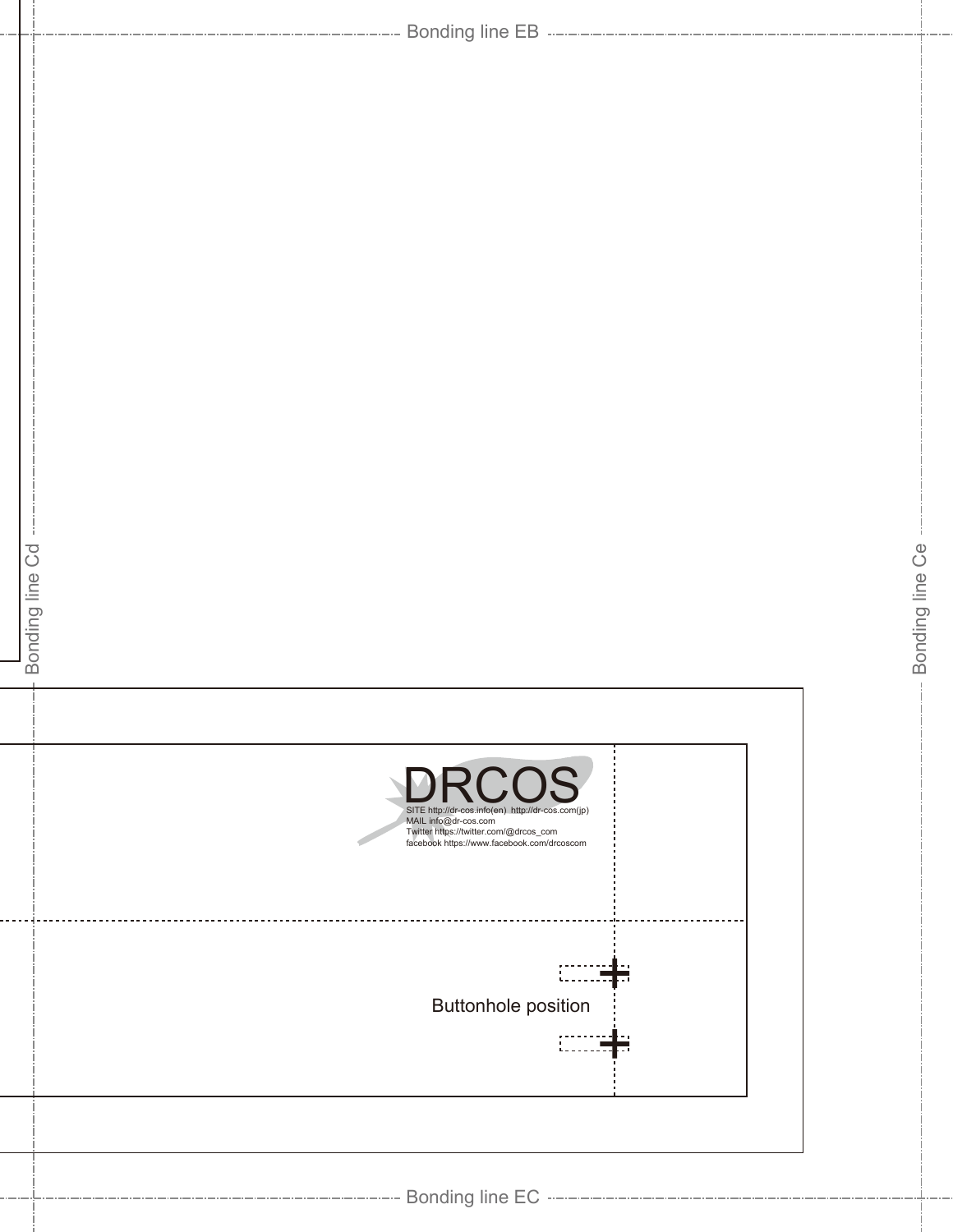Bonding line EB

Bonding line Cd

Bonding line Ce

DRCOS

SITE http://dr-cos.info(en) http://dr-cos.com(jp)
MAIL info@dr-cos.com
Twitter https://twitter.com/@drcos_com
facebook https://www.facebook.com/drcoscom

Buttonhole position

Bonding line EC